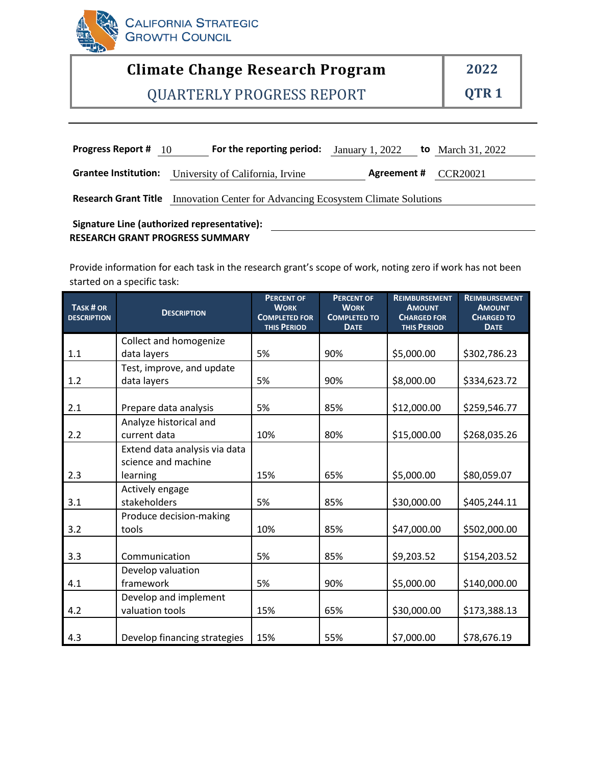CALIFORNIA STRATEGIC GROWTH COUNCIL

# Climate Change Research Program

## QUARTERLY PROGRESS REPORT

**2022**

**QTR 1**

**Progress Report #** 10 **For the reporting period:** January 1, 2022 **to** March 31, 2022

**Grantee Institution:** University of California, Irvine **Agreement #** CCR20021

**Research Grant Title** Innovation Center for Advancing Ecosystem Climate Solutions

**Signature Line (authorized representative):**

**RESEARCH GRANT PROGRESS SUMMARY**

Provide information for each task in the research grant's scope of work, noting zero if work has not been started on a specific task:

| Task # or Description | Description | Percent of Work Completed for this Period | Percent of Work Completed to Date | Reimbursement Amount Charged for this Period | Reimbursement Amount Charged to Date |
|---|---|---|---|---|---|
| 1.1 | Collect and homogenize data layers | 5% | 90% | $5,000.00 | $302,786.23 |
| 1.2 | Test, improve, and update data layers | 5% | 90% | $8,000.00 | $334,623.72 |
| 2.1 | Prepare data analysis | 5% | 85% | $12,000.00 | $259,546.77 |
| 2.2 | Analyze historical and current data | 10% | 80% | $15,000.00 | $268,035.26 |
| 2.3 | Extend data analysis via data science and machine learning | 15% | 65% | $5,000.00 | $80,059.07 |
| 3.1 | Actively engage stakeholders | 5% | 85% | $30,000.00 | $405,244.11 |
| 3.2 | Produce decision-making tools | 10% | 85% | $47,000.00 | $502,000.00 |
| 3.3 | Communication | 5% | 85% | $9,203.52 | $154,203.52 |
| 4.1 | Develop valuation framework | 5% | 90% | $5,000.00 | $140,000.00 |
| 4.2 | Develop and implement valuation tools | 15% | 65% | $30,000.00 | $173,388.13 |
| 4.3 | Develop financing strategies | 15% | 55% | $7,000.00 | $78,676.19 |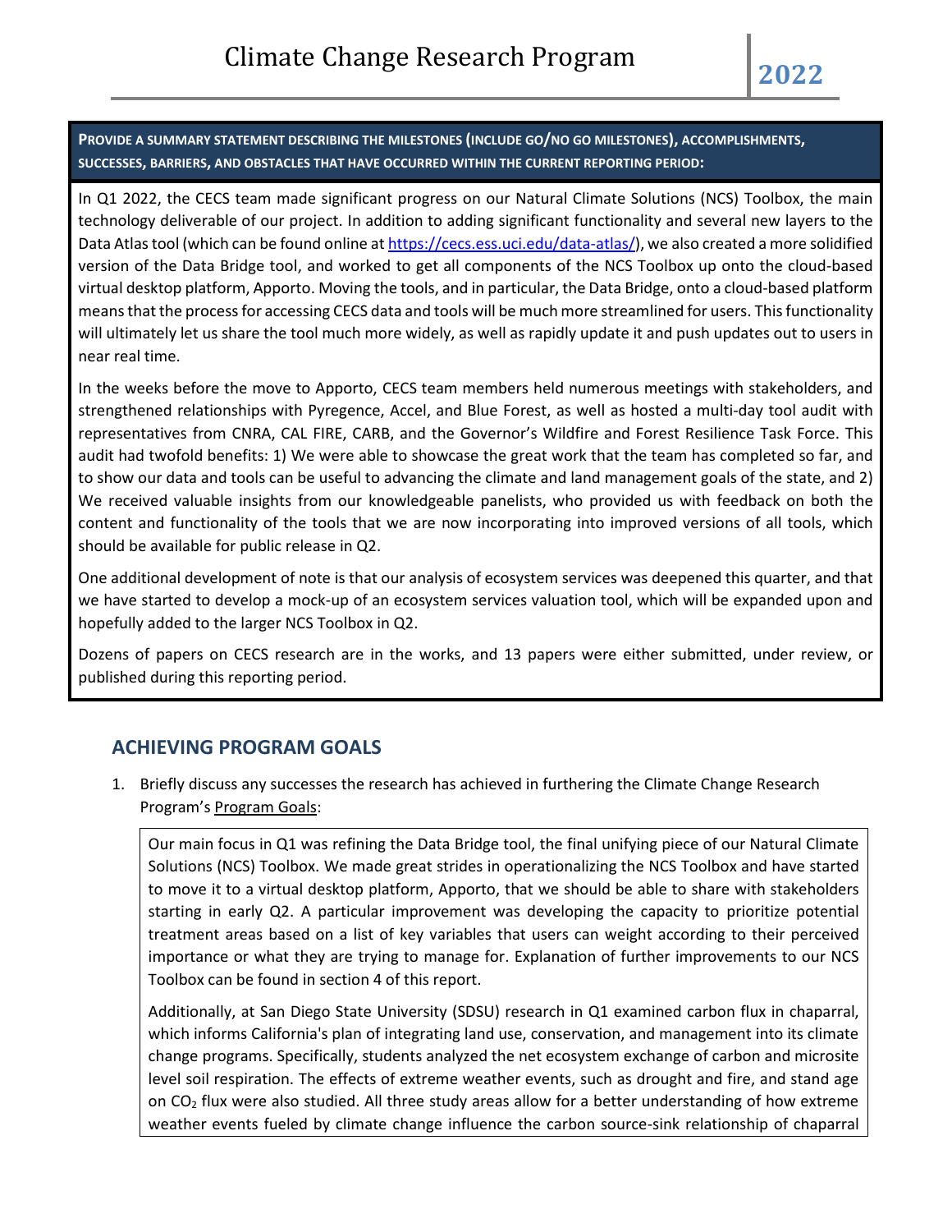**PROVIDE A SUMMARY STATEMENT DESCRIBING THE MILESTONES (INCLUDE GO/NO GO MILESTONES), ACCOMPLISHMENTS, SUCCESSES, BARRIERS, AND OBSTACLES THAT HAVE OCCURRED WITHIN THE CURRENT REPORTING PERIOD:**

In Q1 2022, the CECS team made significant progress on our Natural Climate Solutions (NCS) Toolbox, the main technology deliverable of our project. In addition to adding significant functionality and several new layers to the Data Atlas tool (which can be found online at https://cecs.ess.uci.edu/data-atlas/), we also created a more solidified version of the Data Bridge tool, and worked to get all components of the NCS Toolbox up onto the cloud-based virtual desktop platform, Apporto. Moving the tools, and in particular, the Data Bridge, onto a cloud-based platform means that the process for accessing CECS data and tools will be much more streamlined for users. This functionality will ultimately let us share the tool much more widely, as well as rapidly update it and push updates out to users in near real time.

In the weeks before the move to Apporto, CECS team members held numerous meetings with stakeholders, and strengthened relationships with Pyregence, Accel, and Blue Forest, as well as hosted a multi-day tool audit with representatives from CNRA, CAL FIRE, CARB, and the Governor's Wildfire and Forest Resilience Task Force. This audit had twofold benefits: 1) We were able to showcase the great work that the team has completed so far, and to show our data and tools can be useful to advancing the climate and land management goals of the state, and 2) We received valuable insights from our knowledgeable panelists, who provided us with feedback on both the content and functionality of the tools that we are now incorporating into improved versions of all tools, which should be available for public release in Q2.

One additional development of note is that our analysis of ecosystem services was deepened this quarter, and that we have started to develop a mock-up of an ecosystem services valuation tool, which will be expanded upon and hopefully added to the larger NCS Toolbox in Q2.

Dozens of papers on CECS research are in the works, and 13 papers were either submitted, under review, or published during this reporting period.

## ACHIEVING PROGRAM GOALS

1. Briefly discuss any successes the research has achieved in furthering the Climate Change Research Program's Program Goals:

Our main focus in Q1 was refining the Data Bridge tool, the final unifying piece of our Natural Climate Solutions (NCS) Toolbox. We made great strides in operationalizing the NCS Toolbox and have started to move it to a virtual desktop platform, Apporto, that we should be able to share with stakeholders starting in early Q2. A particular improvement was developing the capacity to prioritize potential treatment areas based on a list of key variables that users can weight according to their perceived importance or what they are trying to manage for. Explanation of further improvements to our NCS Toolbox can be found in section 4 of this report.

Additionally, at San Diego State University (SDSU) research in Q1 examined carbon flux in chaparral, which informs California's plan of integrating land use, conservation, and management into its climate change programs. Specifically, students analyzed the net ecosystem exchange of carbon and microsite level soil respiration. The effects of extreme weather events, such as drought and fire, and stand age on $CO_2$ flux were also studied. All three study areas allow for a better understanding of how extreme weather events fueled by climate change influence the carbon source-sink relationship of chaparral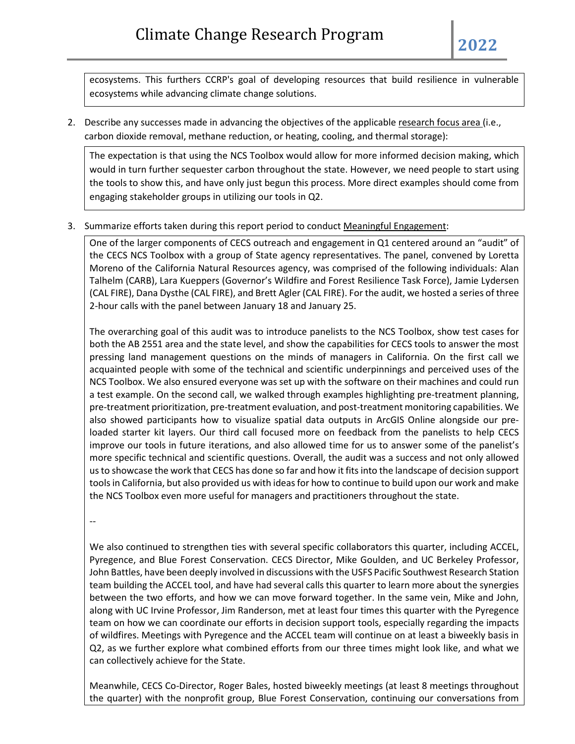ecosystems. This furthers CCRP's goal of developing resources that build resilience in vulnerable ecosystems while advancing climate change solutions.

2. Describe any successes made in advancing the objectives of the applicable research focus area (i.e., carbon dioxide removal, methane reduction, or heating, cooling, and thermal storage):

The expectation is that using the NCS Toolbox would allow for more informed decision making, which would in turn further sequester carbon throughout the state. However, we need people to start using the tools to show this, and have only just begun this process. More direct examples should come from engaging stakeholder groups in utilizing our tools in Q2.

3. Summarize efforts taken during this report period to conduct Meaningful Engagement:

One of the larger components of CECS outreach and engagement in Q1 centered around an "audit" of the CECS NCS Toolbox with a group of State agency representatives. The panel, convened by Loretta Moreno of the California Natural Resources agency, was comprised of the following individuals: Alan Talhelm (CARB), Lara Kueppers (Governor's Wildfire and Forest Resilience Task Force), Jamie Lydersen (CAL FIRE), Dana Dysthe (CAL FIRE), and Brett Agler (CAL FIRE). For the audit, we hosted a series of three 2-hour calls with the panel between January 18 and January 25.

The overarching goal of this audit was to introduce panelists to the NCS Toolbox, show test cases for both the AB 2551 area and the state level, and show the capabilities for CECS tools to answer the most pressing land management questions on the minds of managers in California. On the first call we acquainted people with some of the technical and scientific underpinnings and perceived uses of the NCS Toolbox. We also ensured everyone was set up with the software on their machines and could run a test example. On the second call, we walked through examples highlighting pre-treatment planning, pre-treatment prioritization, pre-treatment evaluation, and post-treatment monitoring capabilities. We also showed participants how to visualize spatial data outputs in ArcGIS Online alongside our pre-loaded starter kit layers. Our third call focused more on feedback from the panelists to help CECS improve our tools in future iterations, and also allowed time for us to answer some of the panelist's more specific technical and scientific questions. Overall, the audit was a success and not only allowed us to showcase the work that CECS has done so far and how it fits into the landscape of decision support tools in California, but also provided us with ideas for how to continue to build upon our work and make the NCS Toolbox even more useful for managers and practitioners throughout the state.

--

We also continued to strengthen ties with several specific collaborators this quarter, including ACCEL, Pyregence, and Blue Forest Conservation. CECS Director, Mike Goulden, and UC Berkeley Professor, John Battles, have been deeply involved in discussions with the USFS Pacific Southwest Research Station team building the ACCEL tool, and have had several calls this quarter to learn more about the synergies between the two efforts, and how we can move forward together. In the same vein, Mike and John, along with UC Irvine Professor, Jim Randerson, met at least four times this quarter with the Pyregence team on how we can coordinate our efforts in decision support tools, especially regarding the impacts of wildfires. Meetings with Pyregence and the ACCEL team will continue on at least a biweekly basis in Q2, as we further explore what combined efforts from our three times might look like, and what we can collectively achieve for the State.

Meanwhile, CECS Co-Director, Roger Bales, hosted biweekly meetings (at least 8 meetings throughout the quarter) with the nonprofit group, Blue Forest Conservation, continuing our conversations from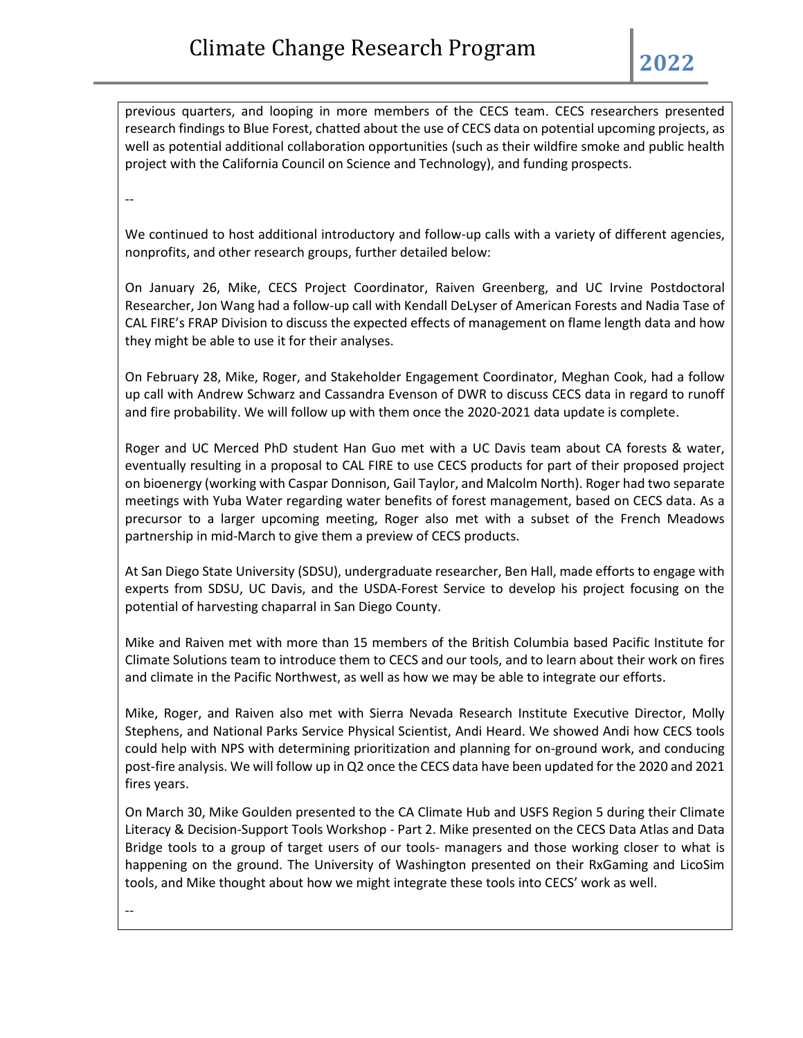previous quarters, and looping in more members of the CECS team. CECS researchers presented research findings to Blue Forest, chatted about the use of CECS data on potential upcoming projects, as well as potential additional collaboration opportunities (such as their wildfire smoke and public health project with the California Council on Science and Technology), and funding prospects.

--

We continued to host additional introductory and follow-up calls with a variety of different agencies, nonprofits, and other research groups, further detailed below:

On January 26, Mike, CECS Project Coordinator, Raiven Greenberg, and UC Irvine Postdoctoral Researcher, Jon Wang had a follow-up call with Kendall DeLyser of American Forests and Nadia Tase of CAL FIRE's FRAP Division to discuss the expected effects of management on flame length data and how they might be able to use it for their analyses.

On February 28, Mike, Roger, and Stakeholder Engagement Coordinator, Meghan Cook, had a follow up call with Andrew Schwarz and Cassandra Evenson of DWR to discuss CECS data in regard to runoff and fire probability. We will follow up with them once the 2020-2021 data update is complete.

Roger and UC Merced PhD student Han Guo met with a UC Davis team about CA forests & water, eventually resulting in a proposal to CAL FIRE to use CECS products for part of their proposed project on bioenergy (working with Caspar Donnison, Gail Taylor, and Malcolm North). Roger had two separate meetings with Yuba Water regarding water benefits of forest management, based on CECS data. As a precursor to a larger upcoming meeting, Roger also met with a subset of the French Meadows partnership in mid-March to give them a preview of CECS products.

At San Diego State University (SDSU), undergraduate researcher, Ben Hall, made efforts to engage with experts from SDSU, UC Davis, and the USDA-Forest Service to develop his project focusing on the potential of harvesting chaparral in San Diego County.

Mike and Raiven met with more than 15 members of the British Columbia based Pacific Institute for Climate Solutions team to introduce them to CECS and our tools, and to learn about their work on fires and climate in the Pacific Northwest, as well as how we may be able to integrate our efforts.

Mike, Roger, and Raiven also met with Sierra Nevada Research Institute Executive Director, Molly Stephens, and National Parks Service Physical Scientist, Andi Heard. We showed Andi how CECS tools could help with NPS with determining prioritization and planning for on-ground work, and conducing post-fire analysis. We will follow up in Q2 once the CECS data have been updated for the 2020 and 2021 fires years.

On March 30, Mike Goulden presented to the CA Climate Hub and USFS Region 5 during their Climate Literacy & Decision-Support Tools Workshop - Part 2. Mike presented on the CECS Data Atlas and Data Bridge tools to a group of target users of our tools- managers and those working closer to what is happening on the ground. The University of Washington presented on their RxGaming and LicoSim tools, and Mike thought about how we might integrate these tools into CECS' work as well.

--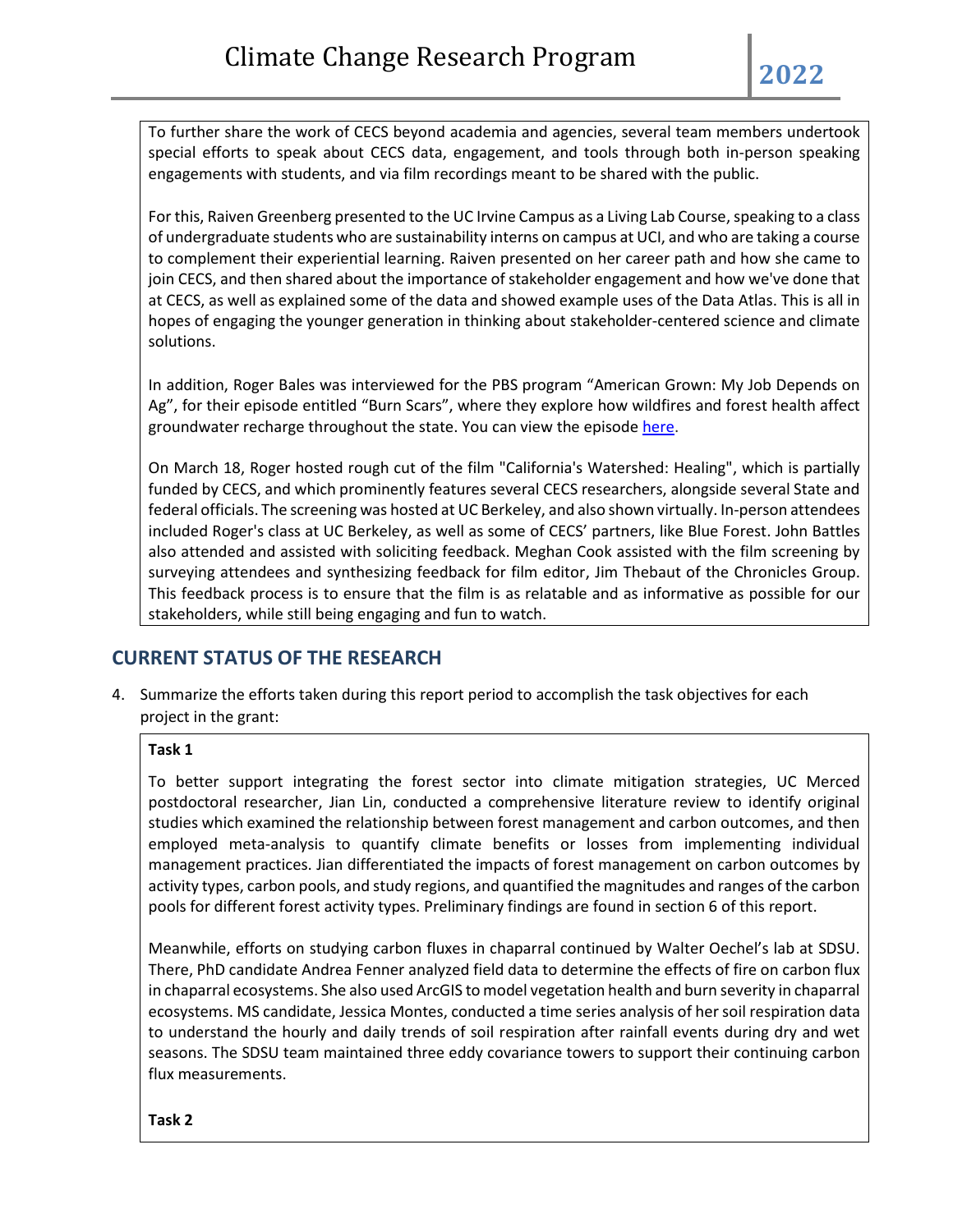To further share the work of CECS beyond academia and agencies, several team members undertook special efforts to speak about CECS data, engagement, and tools through both in-person speaking engagements with students, and via film recordings meant to be shared with the public.

For this, Raiven Greenberg presented to the UC Irvine Campus as a Living Lab Course, speaking to a class of undergraduate students who are sustainability interns on campus at UCI, and who are taking a course to complement their experiential learning. Raiven presented on her career path and how she came to join CECS, and then shared about the importance of stakeholder engagement and how we've done that at CECS, as well as explained some of the data and showed example uses of the Data Atlas. This is all in hopes of engaging the younger generation in thinking about stakeholder-centered science and climate solutions.

In addition, Roger Bales was interviewed for the PBS program "American Grown: My Job Depends on Ag", for their episode entitled "Burn Scars", where they explore how wildfires and forest health affect groundwater recharge throughout the state. You can view the episode here.

On March 18, Roger hosted rough cut of the film "California's Watershed: Healing", which is partially funded by CECS, and which prominently features several CECS researchers, alongside several State and federal officials. The screening was hosted at UC Berkeley, and also shown virtually. In-person attendees included Roger's class at UC Berkeley, as well as some of CECS' partners, like Blue Forest. John Battles also attended and assisted with soliciting feedback. Meghan Cook assisted with the film screening by surveying attendees and synthesizing feedback for film editor, Jim Thebaut of the Chronicles Group. This feedback process is to ensure that the film is as relatable and as informative as possible for our stakeholders, while still being engaging and fun to watch.

## CURRENT STATUS OF THE RESEARCH

4. Summarize the efforts taken during this report period to accomplish the task objectives for each project in the grant:

**Task 1**

To better support integrating the forest sector into climate mitigation strategies, UC Merced postdoctoral researcher, Jian Lin, conducted a comprehensive literature review to identify original studies which examined the relationship between forest management and carbon outcomes, and then employed meta-analysis to quantify climate benefits or losses from implementing individual management practices. Jian differentiated the impacts of forest management on carbon outcomes by activity types, carbon pools, and study regions, and quantified the magnitudes and ranges of the carbon pools for different forest activity types. Preliminary findings are found in section 6 of this report.

Meanwhile, efforts on studying carbon fluxes in chaparral continued by Walter Oechel's lab at SDSU. There, PhD candidate Andrea Fenner analyzed field data to determine the effects of fire on carbon flux in chaparral ecosystems. She also used ArcGIS to model vegetation health and burn severity in chaparral ecosystems. MS candidate, Jessica Montes, conducted a time series analysis of her soil respiration data to understand the hourly and daily trends of soil respiration after rainfall events during dry and wet seasons. The SDSU team maintained three eddy covariance towers to support their continuing carbon flux measurements.

**Task 2**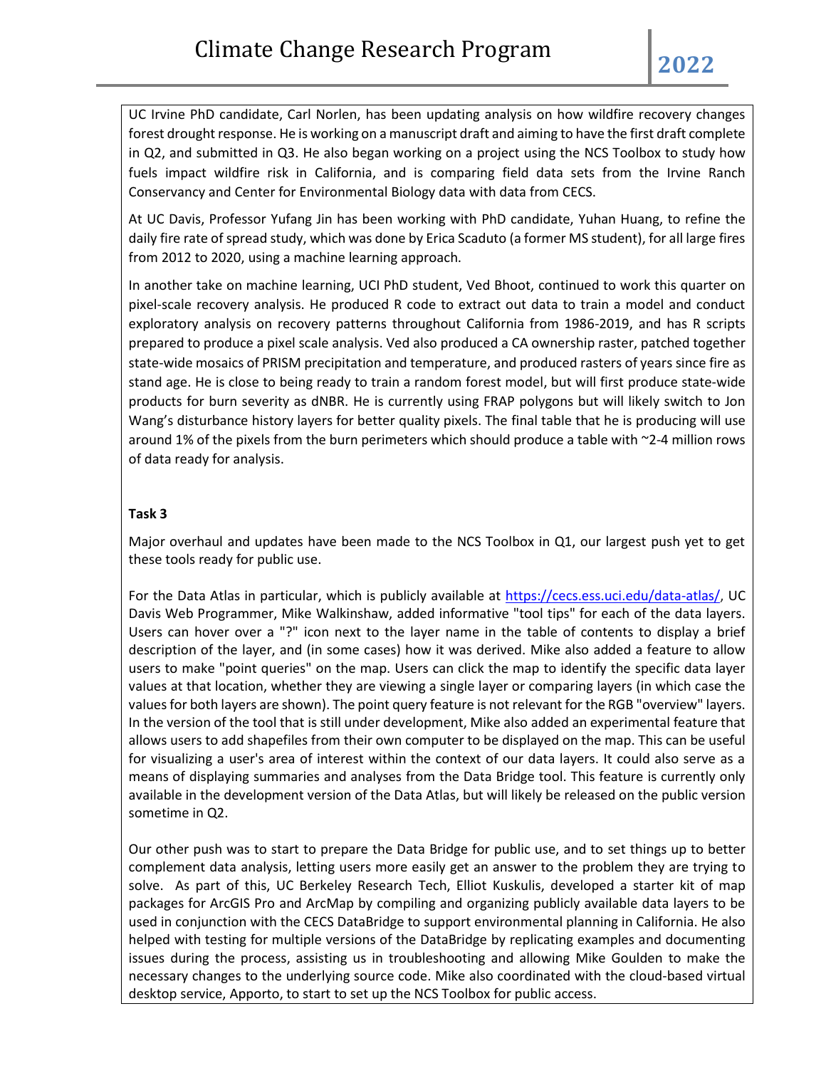UC Irvine PhD candidate, Carl Norlen, has been updating analysis on how wildfire recovery changes forest drought response. He is working on a manuscript draft and aiming to have the first draft complete in Q2, and submitted in Q3. He also began working on a project using the NCS Toolbox to study how fuels impact wildfire risk in California, and is comparing field data sets from the Irvine Ranch Conservancy and Center for Environmental Biology data with data from CECS.

At UC Davis, Professor Yufang Jin has been working with PhD candidate, Yuhan Huang, to refine the daily fire rate of spread study, which was done by Erica Scaduto (a former MS student), for all large fires from 2012 to 2020, using a machine learning approach.

In another take on machine learning, UCI PhD student, Ved Bhoot, continued to work this quarter on pixel-scale recovery analysis. He produced R code to extract out data to train a model and conduct exploratory analysis on recovery patterns throughout California from 1986-2019, and has R scripts prepared to produce a pixel scale analysis. Ved also produced a CA ownership raster, patched together state-wide mosaics of PRISM precipitation and temperature, and produced rasters of years since fire as stand age. He is close to being ready to train a random forest model, but will first produce state-wide products for burn severity as dNBR. He is currently using FRAP polygons but will likely switch to Jon Wang's disturbance history layers for better quality pixels. The final table that he is producing will use around 1% of the pixels from the burn perimeters which should produce a table with ~2-4 million rows of data ready for analysis.

**Task 3**

Major overhaul and updates have been made to the NCS Toolbox in Q1, our largest push yet to get these tools ready for public use.

For the Data Atlas in particular, which is publicly available at https://cecs.ess.uci.edu/data-atlas/, UC Davis Web Programmer, Mike Walkinshaw, added informative "tool tips" for each of the data layers. Users can hover over a "?" icon next to the layer name in the table of contents to display a brief description of the layer, and (in some cases) how it was derived. Mike also added a feature to allow users to make "point queries" on the map. Users can click the map to identify the specific data layer values at that location, whether they are viewing a single layer or comparing layers (in which case the values for both layers are shown). The point query feature is not relevant for the RGB "overview" layers. In the version of the tool that is still under development, Mike also added an experimental feature that allows users to add shapefiles from their own computer to be displayed on the map. This can be useful for visualizing a user's area of interest within the context of our data layers. It could also serve as a means of displaying summaries and analyses from the Data Bridge tool. This feature is currently only available in the development version of the Data Atlas, but will likely be released on the public version sometime in Q2.

Our other push was to start to prepare the Data Bridge for public use, and to set things up to better complement data analysis, letting users more easily get an answer to the problem they are trying to solve. As part of this, UC Berkeley Research Tech, Elliot Kuskulis, developed a starter kit of map packages for ArcGIS Pro and ArcMap by compiling and organizing publicly available data layers to be used in conjunction with the CECS DataBridge to support environmental planning in California. He also helped with testing for multiple versions of the DataBridge by replicating examples and documenting issues during the process, assisting us in troubleshooting and allowing Mike Goulden to make the necessary changes to the underlying source code. Mike also coordinated with the cloud-based virtual desktop service, Apporto, to start to set up the NCS Toolbox for public access.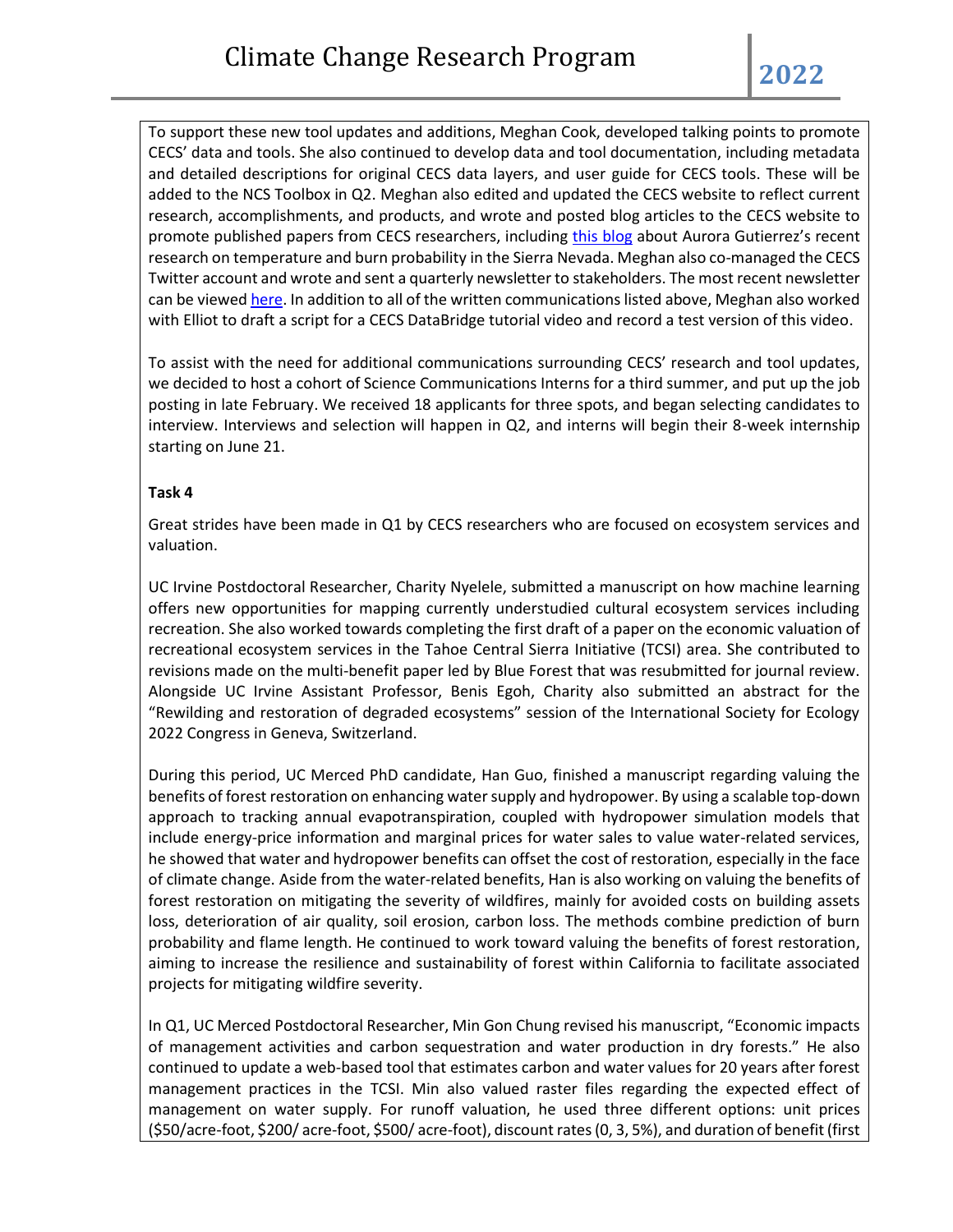To support these new tool updates and additions, Meghan Cook, developed talking points to promote CECS' data and tools. She also continued to develop data and tool documentation, including metadata and detailed descriptions for original CECS data layers, and user guide for CECS tools. These will be added to the NCS Toolbox in Q2. Meghan also edited and updated the CECS website to reflect current research, accomplishments, and products, and wrote and posted blog articles to the CECS website to promote published papers from CECS researchers, including this blog about Aurora Gutierrez's recent research on temperature and burn probability in the Sierra Nevada. Meghan also co-managed the CECS Twitter account and wrote and sent a quarterly newsletter to stakeholders. The most recent newsletter can be viewed here. In addition to all of the written communications listed above, Meghan also worked with Elliot to draft a script for a CECS DataBridge tutorial video and record a test version of this video.

To assist with the need for additional communications surrounding CECS' research and tool updates, we decided to host a cohort of Science Communications Interns for a third summer, and put up the job posting in late February. We received 18 applicants for three spots, and began selecting candidates to interview. Interviews and selection will happen in Q2, and interns will begin their 8-week internship starting on June 21.

**Task 4**

Great strides have been made in Q1 by CECS researchers who are focused on ecosystem services and valuation.

UC Irvine Postdoctoral Researcher, Charity Nyelele, submitted a manuscript on how machine learning offers new opportunities for mapping currently understudied cultural ecosystem services including recreation. She also worked towards completing the first draft of a paper on the economic valuation of recreational ecosystem services in the Tahoe Central Sierra Initiative (TCSI) area. She contributed to revisions made on the multi-benefit paper led by Blue Forest that was resubmitted for journal review. Alongside UC Irvine Assistant Professor, Benis Egoh, Charity also submitted an abstract for the "Rewilding and restoration of degraded ecosystems" session of the International Society for Ecology 2022 Congress in Geneva, Switzerland.

During this period, UC Merced PhD candidate, Han Guo, finished a manuscript regarding valuing the benefits of forest restoration on enhancing water supply and hydropower. By using a scalable top-down approach to tracking annual evapotranspiration, coupled with hydropower simulation models that include energy-price information and marginal prices for water sales to value water-related services, he showed that water and hydropower benefits can offset the cost of restoration, especially in the face of climate change. Aside from the water-related benefits, Han is also working on valuing the benefits of forest restoration on mitigating the severity of wildfires, mainly for avoided costs on building assets loss, deterioration of air quality, soil erosion, carbon loss. The methods combine prediction of burn probability and flame length. He continued to work toward valuing the benefits of forest restoration, aiming to increase the resilience and sustainability of forest within California to facilitate associated projects for mitigating wildfire severity.

In Q1, UC Merced Postdoctoral Researcher, Min Gon Chung revised his manuscript, "Economic impacts of management activities and carbon sequestration and water production in dry forests." He also continued to update a web-based tool that estimates carbon and water values for 20 years after forest management practices in the TCSI. Min also valued raster files regarding the expected effect of management on water supply. For runoff valuation, he used three different options: unit prices ($50/acre-foot, $200/ acre-foot, $500/ acre-foot), discount rates (0, 3, 5%), and duration of benefit (first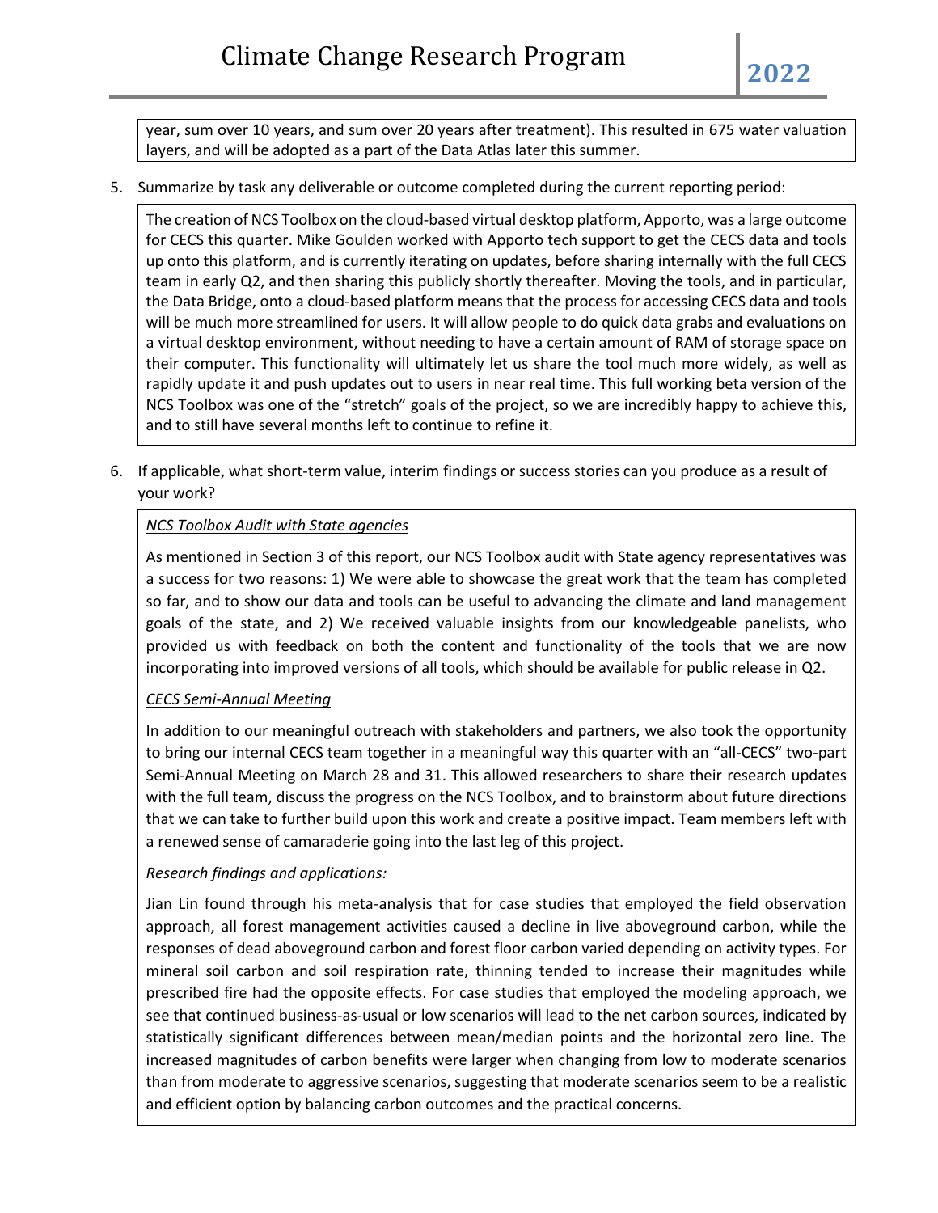year, sum over 10 years, and sum over 20 years after treatment). This resulted in 675 water valuation layers, and will be adopted as a part of the Data Atlas later this summer.

5. Summarize by task any deliverable or outcome completed during the current reporting period:

The creation of NCS Toolbox on the cloud-based virtual desktop platform, Apporto, was a large outcome for CECS this quarter. Mike Goulden worked with Apporto tech support to get the CECS data and tools up onto this platform, and is currently iterating on updates, before sharing internally with the full CECS team in early Q2, and then sharing this publicly shortly thereafter. Moving the tools, and in particular, the Data Bridge, onto a cloud-based platform means that the process for accessing CECS data and tools will be much more streamlined for users. It will allow people to do quick data grabs and evaluations on a virtual desktop environment, without needing to have a certain amount of RAM of storage space on their computer. This functionality will ultimately let us share the tool much more widely, as well as rapidly update it and push updates out to users in near real time. This full working beta version of the NCS Toolbox was one of the "stretch" goals of the project, so we are incredibly happy to achieve this, and to still have several months left to continue to refine it.

6. If applicable, what short-term value, interim findings or success stories can you produce as a result of your work?

*NCS Toolbox Audit with State agencies*

As mentioned in Section 3 of this report, our NCS Toolbox audit with State agency representatives was a success for two reasons: 1) We were able to showcase the great work that the team has completed so far, and to show our data and tools can be useful to advancing the climate and land management goals of the state, and 2) We received valuable insights from our knowledgeable panelists, who provided us with feedback on both the content and functionality of the tools that we are now incorporating into improved versions of all tools, which should be available for public release in Q2.

*CECS Semi-Annual Meeting*

In addition to our meaningful outreach with stakeholders and partners, we also took the opportunity to bring our internal CECS team together in a meaningful way this quarter with an "all-CECS" two-part Semi-Annual Meeting on March 28 and 31. This allowed researchers to share their research updates with the full team, discuss the progress on the NCS Toolbox, and to brainstorm about future directions that we can take to further build upon this work and create a positive impact. Team members left with a renewed sense of camaraderie going into the last leg of this project.

*Research findings and applications:*

Jian Lin found through his meta-analysis that for case studies that employed the field observation approach, all forest management activities caused a decline in live aboveground carbon, while the responses of dead aboveground carbon and forest floor carbon varied depending on activity types. For mineral soil carbon and soil respiration rate, thinning tended to increase their magnitudes while prescribed fire had the opposite effects. For case studies that employed the modeling approach, we see that continued business-as-usual or low scenarios will lead to the net carbon sources, indicated by statistically significant differences between mean/median points and the horizontal zero line. The increased magnitudes of carbon benefits were larger when changing from low to moderate scenarios than from moderate to aggressive scenarios, suggesting that moderate scenarios seem to be a realistic and efficient option by balancing carbon outcomes and the practical concerns.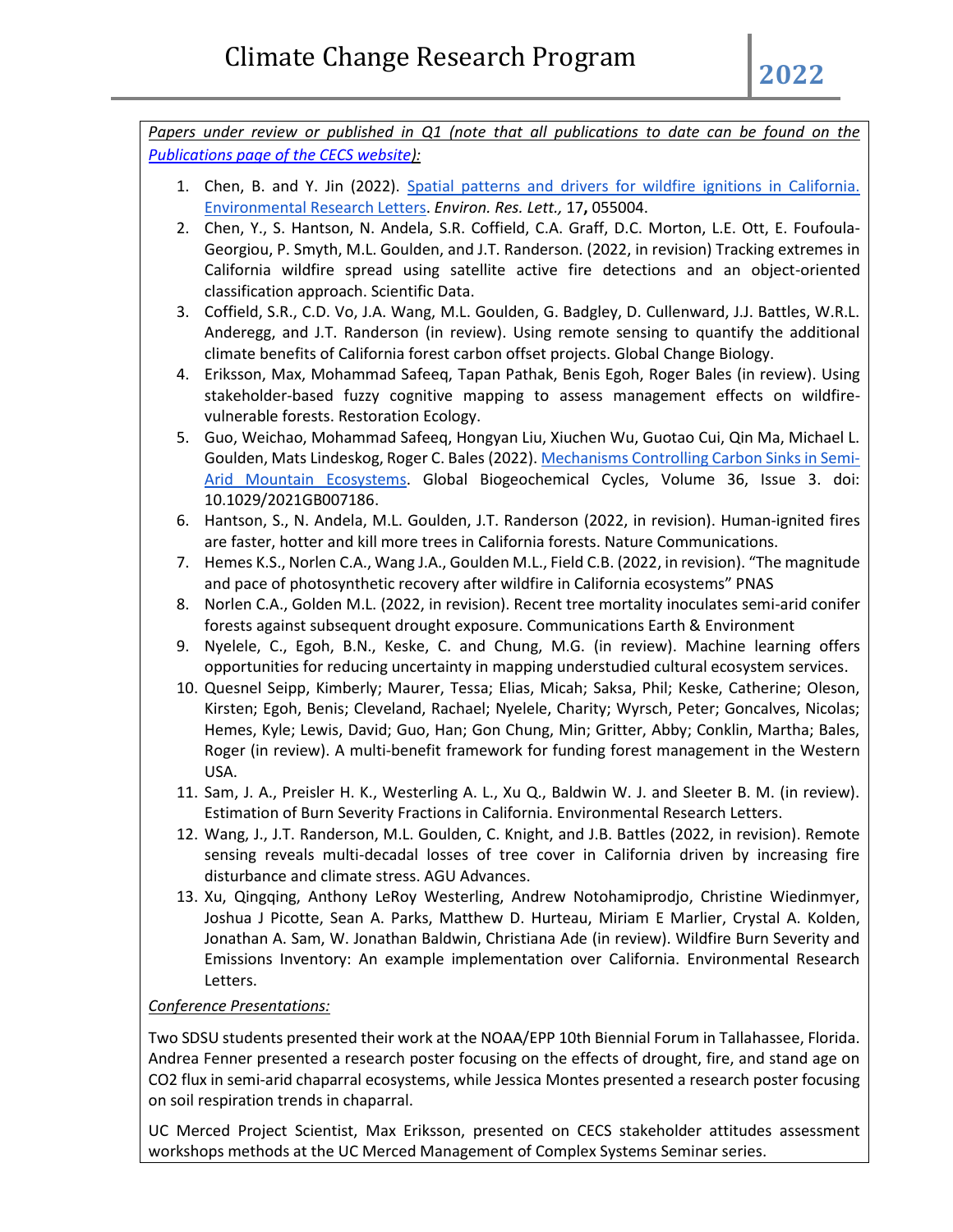*Papers under review or published in Q1 (note that all publications to date can be found on the Publications page of the CECS website):*

1. Chen, B. and Y. Jin (2022). Spatial patterns and drivers for wildfire ignitions in California. Environmental Research Letters. *Environ. Res. Lett.,* 17**,** 055004.
2. Chen, Y., S. Hantson, N. Andela, S.R. Coffield, C.A. Graff, D.C. Morton, L.E. Ott, E. Foufoula-Georgiou, P. Smyth, M.L. Goulden, and J.T. Randerson. (2022, in revision) Tracking extremes in California wildfire spread using satellite active fire detections and an object-oriented classification approach. Scientific Data.
3. Coffield, S.R., C.D. Vo, J.A. Wang, M.L. Goulden, G. Badgley, D. Cullenward, J.J. Battles, W.R.L. Anderegg, and J.T. Randerson (in review). Using remote sensing to quantify the additional climate benefits of California forest carbon offset projects. Global Change Biology.
4. Eriksson, Max, Mohammad Safeeq, Tapan Pathak, Benis Egoh, Roger Bales (in review). Using stakeholder-based fuzzy cognitive mapping to assess management effects on wildfire-vulnerable forests. Restoration Ecology.
5. Guo, Weichao, Mohammad Safeeq, Hongyan Liu, Xiuchen Wu, Guotao Cui, Qin Ma, Michael L. Goulden, Mats Lindeskog, Roger C. Bales (2022). Mechanisms Controlling Carbon Sinks in Semi-Arid Mountain Ecosystems. Global Biogeochemical Cycles, Volume 36, Issue 3. doi: 10.1029/2021GB007186.
6. Hantson, S., N. Andela, M.L. Goulden, J.T. Randerson (2022, in revision). Human-ignited fires are faster, hotter and kill more trees in California forests. Nature Communications.
7. Hemes K.S., Norlen C.A., Wang J.A., Goulden M.L., Field C.B. (2022, in revision). "The magnitude and pace of photosynthetic recovery after wildfire in California ecosystems" PNAS
8. Norlen C.A., Golden M.L. (2022, in revision). Recent tree mortality inoculates semi-arid conifer forests against subsequent drought exposure. Communications Earth & Environment
9. Nyelele, C., Egoh, B.N., Keske, C. and Chung, M.G. (in review). Machine learning offers opportunities for reducing uncertainty in mapping understudied cultural ecosystem services.
10. Quesnel Seipp, Kimberly; Maurer, Tessa; Elias, Micah; Saksa, Phil; Keske, Catherine; Oleson, Kirsten; Egoh, Benis; Cleveland, Rachael; Nyelele, Charity; Wyrsch, Peter; Goncalves, Nicolas; Hemes, Kyle; Lewis, David; Guo, Han; Gon Chung, Min; Gritter, Abby; Conklin, Martha; Bales, Roger (in review). A multi-benefit framework for funding forest management in the Western USA.
11. Sam, J. A., Preisler H. K., Westerling A. L., Xu Q., Baldwin W. J. and Sleeter B. M. (in review). Estimation of Burn Severity Fractions in California. Environmental Research Letters.
12. Wang, J., J.T. Randerson, M.L. Goulden, C. Knight, and J.B. Battles (2022, in revision). Remote sensing reveals multi-decadal losses of tree cover in California driven by increasing fire disturbance and climate stress. AGU Advances.
13. Xu, Qingqing, Anthony LeRoy Westerling, Andrew Notohamiprodjo, Christine Wiedinmyer, Joshua J Picotte, Sean A. Parks, Matthew D. Hurteau, Miriam E Marlier, Crystal A. Kolden, Jonathan A. Sam, W. Jonathan Baldwin, Christiana Ade (in review). Wildfire Burn Severity and Emissions Inventory: An example implementation over California. Environmental Research Letters.

*Conference Presentations:*

Two SDSU students presented their work at the NOAA/EPP 10th Biennial Forum in Tallahassee, Florida. Andrea Fenner presented a research poster focusing on the effects of drought, fire, and stand age on CO2 flux in semi-arid chaparral ecosystems, while Jessica Montes presented a research poster focusing on soil respiration trends in chaparral.

UC Merced Project Scientist, Max Eriksson, presented on CECS stakeholder attitudes assessment workshops methods at the UC Merced Management of Complex Systems Seminar series.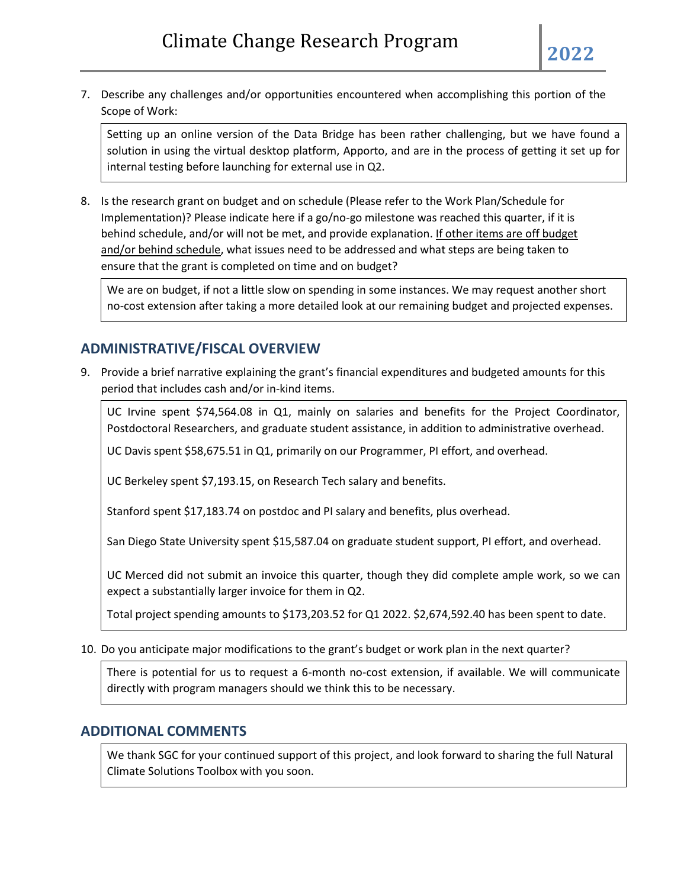7. Describe any challenges and/or opportunities encountered when accomplishing this portion of the Scope of Work:

   Setting up an online version of the Data Bridge has been rather challenging, but we have found a solution in using the virtual desktop platform, Apporto, and are in the process of getting it set up for internal testing before launching for external use in Q2.

8. Is the research grant on budget and on schedule (Please refer to the Work Plan/Schedule for Implementation)? Please indicate here if a go/no-go milestone was reached this quarter, if it is behind schedule, and/or will not be met, and provide explanation. If other items are off budget and/or behind schedule, what issues need to be addressed and what steps are being taken to ensure that the grant is completed on time and on budget?

   We are on budget, if not a little slow on spending in some instances. We may request another short no-cost extension after taking a more detailed look at our remaining budget and projected expenses.

## ADMINISTRATIVE/FISCAL OVERVIEW

9. Provide a brief narrative explaining the grant's financial expenditures and budgeted amounts for this period that includes cash and/or in-kind items.

   UC Irvine spent $74,564.08 in Q1, mainly on salaries and benefits for the Project Coordinator, Postdoctoral Researchers, and graduate student assistance, in addition to administrative overhead.

   UC Davis spent $58,675.51 in Q1, primarily on our Programmer, PI effort, and overhead.

   UC Berkeley spent $7,193.15, on Research Tech salary and benefits.

   Stanford spent $17,183.74 on postdoc and PI salary and benefits, plus overhead.

   San Diego State University spent $15,587.04 on graduate student support, PI effort, and overhead.

   UC Merced did not submit an invoice this quarter, though they did complete ample work, so we can expect a substantially larger invoice for them in Q2.

   Total project spending amounts to $173,203.52 for Q1 2022. $2,674,592.40 has been spent to date.

10. Do you anticipate major modifications to the grant's budget or work plan in the next quarter?

    There is potential for us to request a 6-month no-cost extension, if available. We will communicate directly with program managers should we think this to be necessary.

## ADDITIONAL COMMENTS

We thank SGC for your continued support of this project, and look forward to sharing the full Natural Climate Solutions Toolbox with you soon.